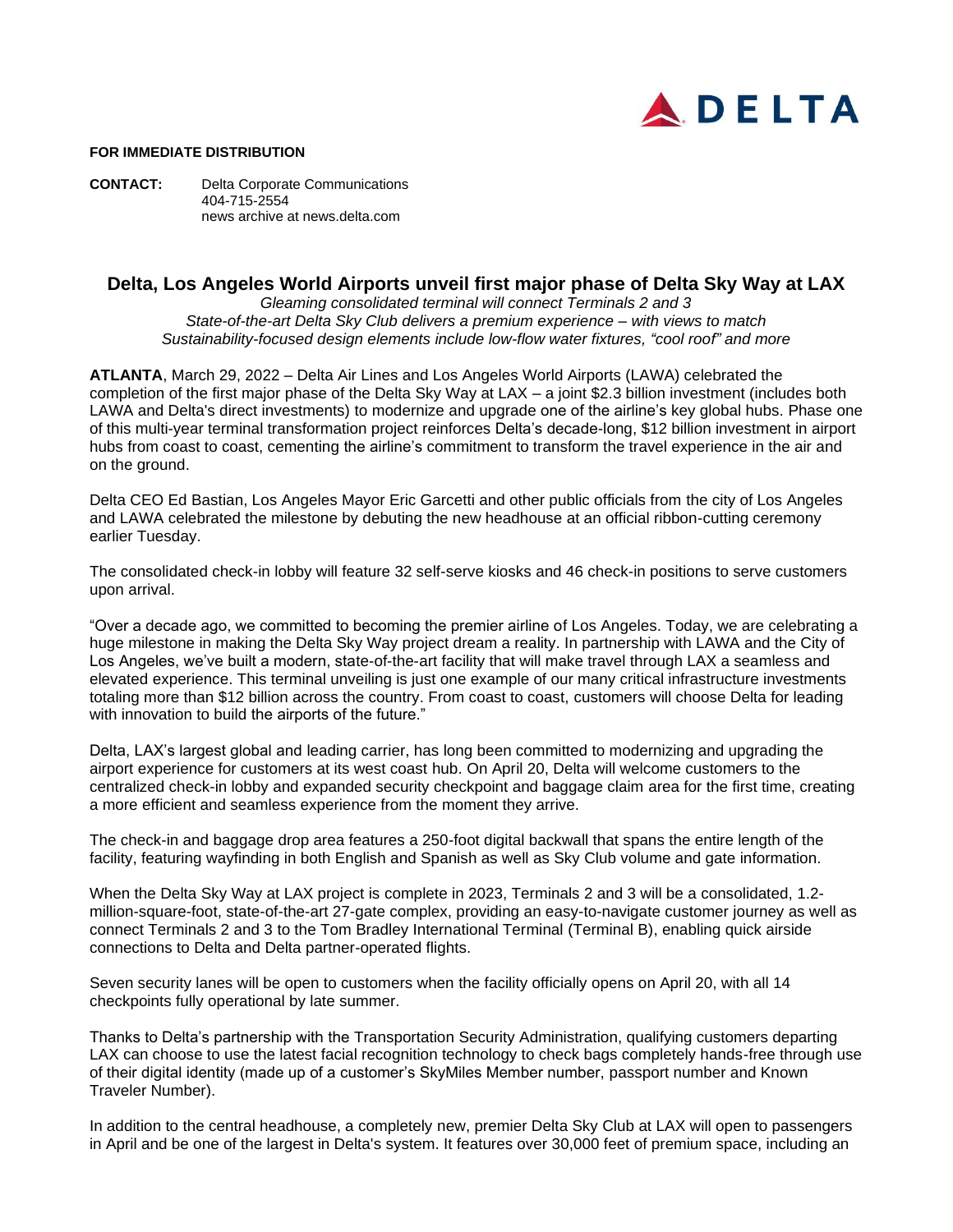DELTA

**FOR IMMEDIATE DISTRIBUTION**

**CONTACT:** Delta Corporate Communications
404-715-2554
news archive at news.delta.com

## Delta, Los Angeles World Airports unveil first major phase of Delta Sky Way at LAX

*Gleaming consolidated terminal will connect Terminals 2 and 3*
*State-of-the-art Delta Sky Club delivers a premium experience – with views to match*
*Sustainability-focused design elements include low-flow water fixtures, "cool roof" and more*

**ATLANTA**, March 29, 2022 – Delta Air Lines and Los Angeles World Airports (LAWA) celebrated the completion of the first major phase of the Delta Sky Way at LAX – a joint $2.3 billion investment (includes both LAWA and Delta's direct investments) to modernize and upgrade one of the airline's key global hubs. Phase one of this multi-year terminal transformation project reinforces Delta's decade-long, $12 billion investment in airport hubs from coast to coast, cementing the airline's commitment to transform the travel experience in the air and on the ground.

Delta CEO Ed Bastian, Los Angeles Mayor Eric Garcetti and other public officials from the city of Los Angeles and LAWA celebrated the milestone by debuting the new headhouse at an official ribbon-cutting ceremony earlier Tuesday.

The consolidated check-in lobby will feature 32 self-serve kiosks and 46 check-in positions to serve customers upon arrival.

"Over a decade ago, we committed to becoming the premier airline of Los Angeles. Today, we are celebrating a huge milestone in making the Delta Sky Way project dream a reality. In partnership with LAWA and the City of Los Angeles, we've built a modern, state-of-the-art facility that will make travel through LAX a seamless and elevated experience. This terminal unveiling is just one example of our many critical infrastructure investments totaling more than $12 billion across the country. From coast to coast, customers will choose Delta for leading with innovation to build the airports of the future."

Delta, LAX's largest global and leading carrier, has long been committed to modernizing and upgrading the airport experience for customers at its west coast hub. On April 20, Delta will welcome customers to the centralized check-in lobby and expanded security checkpoint and baggage claim area for the first time, creating a more efficient and seamless experience from the moment they arrive.

The check-in and baggage drop area features a 250-foot digital backwall that spans the entire length of the facility, featuring wayfinding in both English and Spanish as well as Sky Club volume and gate information.

When the Delta Sky Way at LAX project is complete in 2023, Terminals 2 and 3 will be a consolidated, 1.2-million-square-foot, state-of-the-art 27-gate complex, providing an easy-to-navigate customer journey as well as connect Terminals 2 and 3 to the Tom Bradley International Terminal (Terminal B), enabling quick airside connections to Delta and Delta partner-operated flights.

Seven security lanes will be open to customers when the facility officially opens on April 20, with all 14 checkpoints fully operational by late summer.

Thanks to Delta's partnership with the Transportation Security Administration, qualifying customers departing LAX can choose to use the latest facial recognition technology to check bags completely hands-free through use of their digital identity (made up of a customer's SkyMiles Member number, passport number and Known Traveler Number).

In addition to the central headhouse, a completely new, premier Delta Sky Club at LAX will open to passengers in April and be one of the largest in Delta's system. It features over 30,000 feet of premium space, including an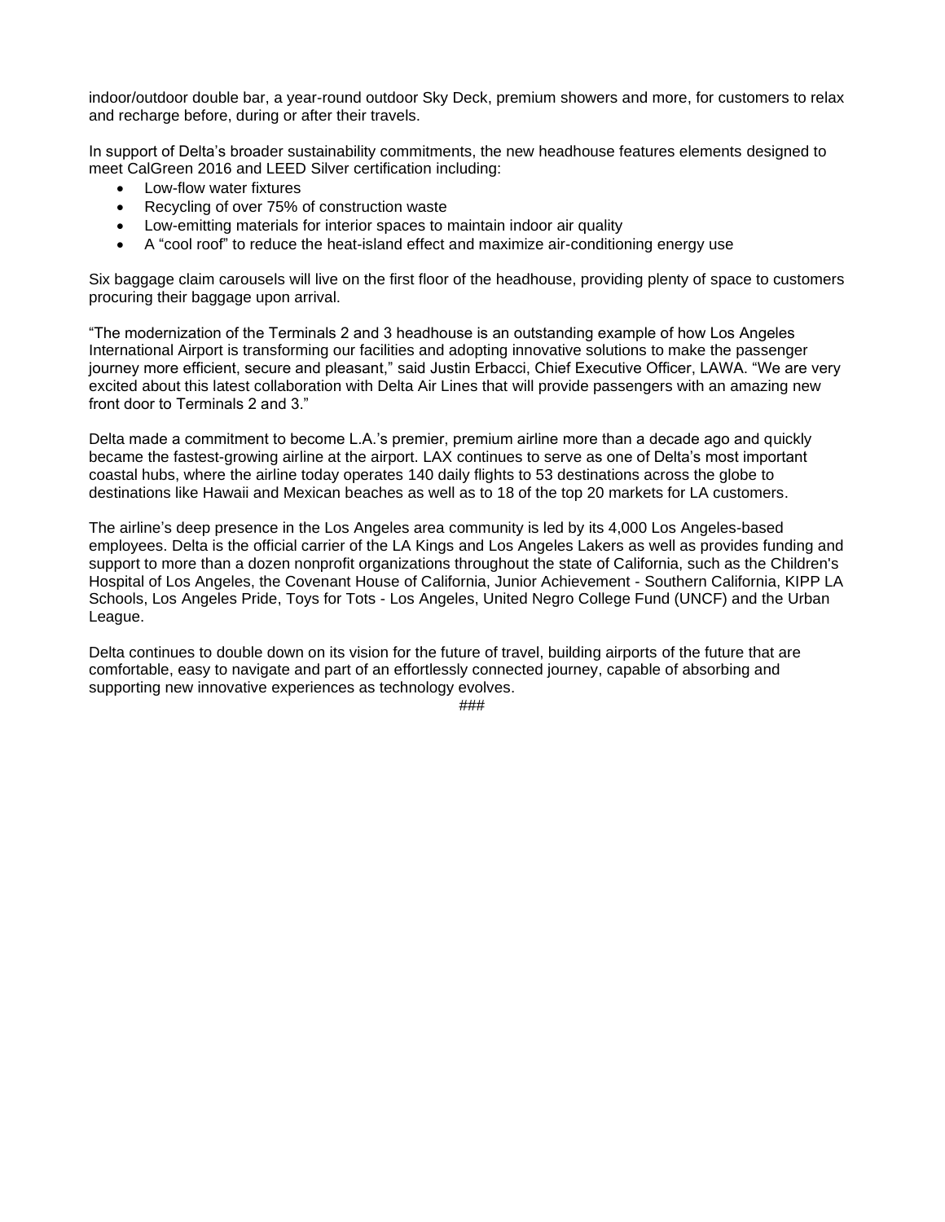indoor/outdoor double bar, a year-round outdoor Sky Deck, premium showers and more, for customers to relax and recharge before, during or after their travels.

In support of Delta's broader sustainability commitments, the new headhouse features elements designed to meet CalGreen 2016 and LEED Silver certification including:

- Low-flow water fixtures
- Recycling of over 75% of construction waste
- Low-emitting materials for interior spaces to maintain indoor air quality
- A "cool roof" to reduce the heat-island effect and maximize air-conditioning energy use

Six baggage claim carousels will live on the first floor of the headhouse, providing plenty of space to customers procuring their baggage upon arrival.

"The modernization of the Terminals 2 and 3 headhouse is an outstanding example of how Los Angeles International Airport is transforming our facilities and adopting innovative solutions to make the passenger journey more efficient, secure and pleasant," said Justin Erbacci, Chief Executive Officer, LAWA. "We are very excited about this latest collaboration with Delta Air Lines that will provide passengers with an amazing new front door to Terminals 2 and 3."

Delta made a commitment to become L.A.'s premier, premium airline more than a decade ago and quickly became the fastest-growing airline at the airport. LAX continues to serve as one of Delta's most important coastal hubs, where the airline today operates 140 daily flights to 53 destinations across the globe to destinations like Hawaii and Mexican beaches as well as to 18 of the top 20 markets for LA customers.

The airline's deep presence in the Los Angeles area community is led by its 4,000 Los Angeles-based employees. Delta is the official carrier of the LA Kings and Los Angeles Lakers as well as provides funding and support to more than a dozen nonprofit organizations throughout the state of California, such as the Children's Hospital of Los Angeles, the Covenant House of California, Junior Achievement - Southern California, KIPP LA Schools, Los Angeles Pride, Toys for Tots - Los Angeles, United Negro College Fund (UNCF) and the Urban League.

Delta continues to double down on its vision for the future of travel, building airports of the future that are comfortable, easy to navigate and part of an effortlessly connected journey, capable of absorbing and supporting new innovative experiences as technology evolves.

###